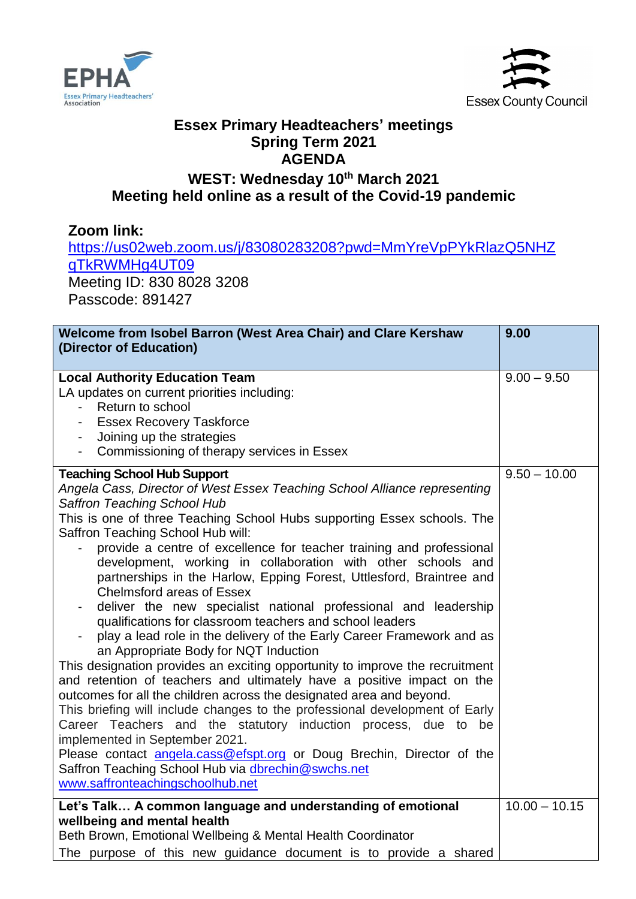EPHA
Essex Primary Headteachers' Association

Essex County Council

# Essex Primary Headteachers' meetings
## Spring Term 2021
## AGENDA
### WEST: Wednesday 10th March 2021
### Meeting held online as a result of the Covid-19 pandemic

**Zoom link:**
https://us02web.zoom.us/j/83080283208?pwd=MmYreVpPYkRlazQ5NHZqTkRWMHg4UT09
Meeting ID: 830 8028 3208
Passcode: 891427

| **Welcome from Isobel Barron (West Area Chair) and Clare Kershaw (Director of Education)** | **9.00** |
|---|---|
| **Local Authority Education Team**<br>LA updates on current priorities including:<br>- Return to school<br>- Essex Recovery Taskforce<br>- Joining up the strategies<br>- Commissioning of therapy services in Essex | 9.00 – 9.50 |
| **Teaching School Hub Support**<br>*Angela Cass, Director of West Essex Teaching School Alliance representing Saffron Teaching School Hub*<br>This is one of three Teaching School Hubs supporting Essex schools. The Saffron Teaching School Hub will:<br>- provide a centre of excellence for teacher training and professional development, working in collaboration with other schools and partnerships in the Harlow, Epping Forest, Uttlesford, Braintree and Chelmsford areas of Essex<br>- deliver the new specialist national professional and leadership qualifications for classroom teachers and school leaders<br>- play a lead role in the delivery of the Early Career Framework and as an Appropriate Body for NQT Induction<br>This designation provides an exciting opportunity to improve the recruitment and retention of teachers and ultimately have a positive impact on the outcomes for all the children across the designated area and beyond.<br>This briefing will include changes to the professional development of Early Career Teachers and the statutory induction process, due to be implemented in September 2021.<br>Please contact angela.cass@efspt.org or Doug Brechin, Director of the Saffron Teaching School Hub via dbrechin@swchs.net<br>www.saffronteachingschoolhub.net | 9.50 – 10.00 |
| **Let's Talk… A common language and understanding of emotional wellbeing and mental health**<br>Beth Brown, Emotional Wellbeing & Mental Health Coordinator<br>The purpose of this new guidance document is to provide a shared | 10.00 – 10.15 |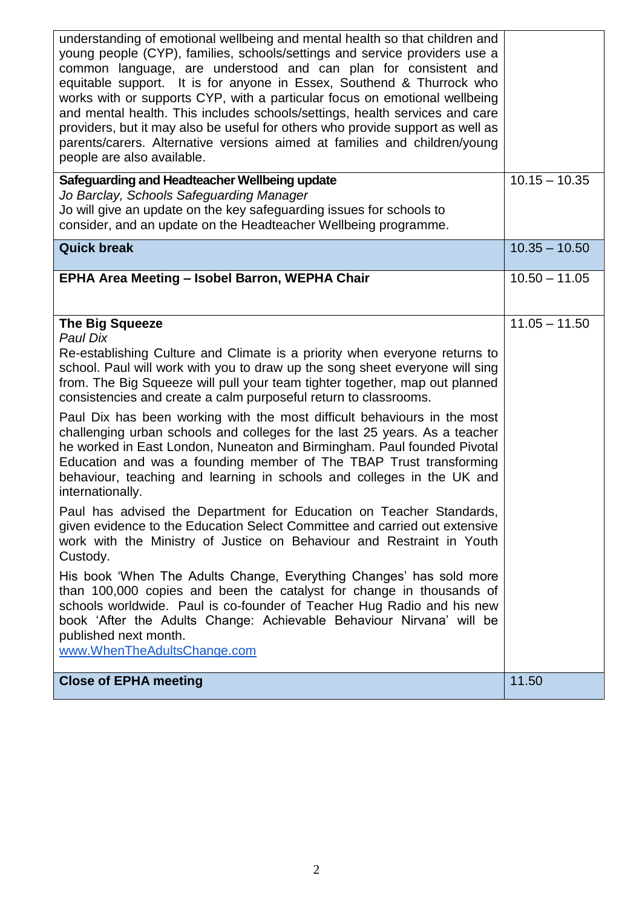| | |
|---|---|
| understanding of emotional wellbeing and mental health so that children and young people (CYP), families, schools/settings and service providers use a common language, are understood and can plan for consistent and equitable support. It is for anyone in Essex, Southend & Thurrock who works with or supports CYP, with a particular focus on emotional wellbeing and mental health. This includes schools/settings, health services and care providers, but it may also be useful for others who provide support as well as parents/carers. Alternative versions aimed at families and children/young people are also available. | |
| **Safeguarding and Headteacher Wellbeing update**<br>*Jo Barclay, Schools Safeguarding Manager*<br>Jo will give an update on the key safeguarding issues for schools to consider, and an update on the Headteacher Wellbeing programme. | 10.15 – 10.35 |
| **Quick break** | 10.35 – 10.50 |
| **EPHA Area Meeting – Isobel Barron, WEPHA Chair** | 10.50 – 11.05 |
| **The Big Squeeze**<br>*Paul Dix*<br>Re-establishing Culture and Climate is a priority when everyone returns to school. Paul will work with you to draw up the song sheet everyone will sing from. The Big Squeeze will pull your team tighter together, map out planned consistencies and create a calm purposeful return to classrooms.<br><br>Paul Dix has been working with the most difficult behaviours in the most challenging urban schools and colleges for the last 25 years. As a teacher he worked in East London, Nuneaton and Birmingham. Paul founded Pivotal Education and was a founding member of The TBAP Trust transforming behaviour, teaching and learning in schools and colleges in the UK and internationally.<br><br>Paul has advised the Department for Education on Teacher Standards, given evidence to the Education Select Committee and carried out extensive work with the Ministry of Justice on Behaviour and Restraint in Youth Custody.<br><br>His book 'When The Adults Change, Everything Changes' has sold more than 100,000 copies and been the catalyst for change in thousands of schools worldwide. Paul is co-founder of Teacher Hug Radio and his new book 'After the Adults Change: Achievable Behaviour Nirvana' will be published next month.<br>www.WhenTheAdultsChange.com | 11.05 – 11.50 |
| **Close of EPHA meeting** | 11.50 |